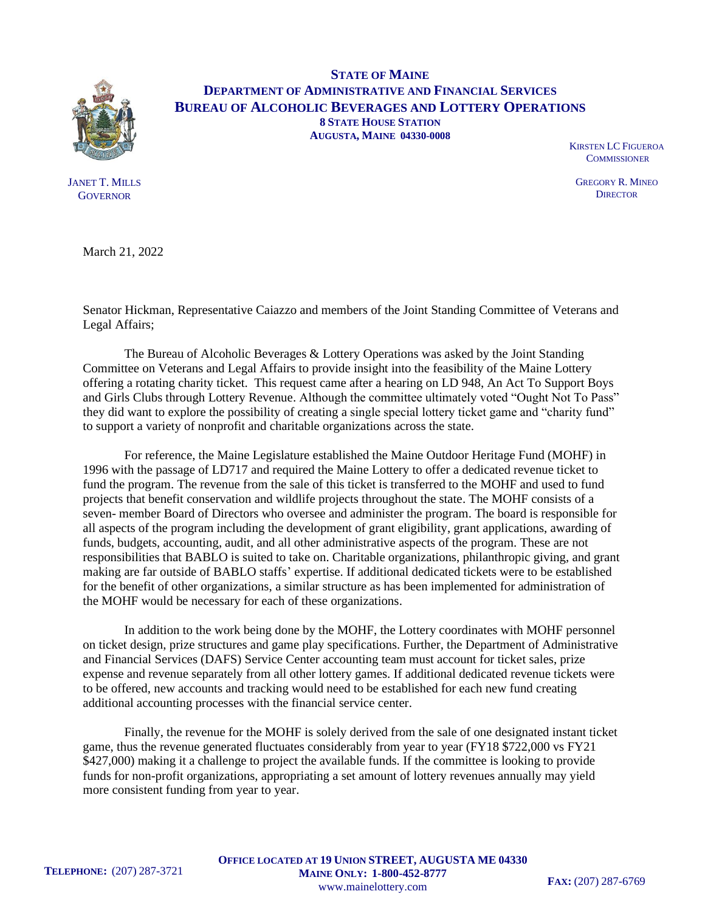**STATE OF MAINE**
**DEPARTMENT OF ADMINISTRATIVE AND FINANCIAL SERVICES**
**BUREAU OF ALCOHOLIC BEVERAGES AND LOTTERY OPERATIONS**
**8 STATE HOUSE STATION**
**AUGUSTA, MAINE 04330-0008**

JANET T. MILLS
GOVERNOR

KIRSTEN LC FIGUEROA
COMMISSIONER

GREGORY R. MINEO
DIRECTOR

March 21, 2022

Senator Hickman, Representative Caiazzo and members of the Joint Standing Committee of Veterans and Legal Affairs;

The Bureau of Alcoholic Beverages & Lottery Operations was asked by the Joint Standing Committee on Veterans and Legal Affairs to provide insight into the feasibility of the Maine Lottery offering a rotating charity ticket. This request came after a hearing on LD 948, An Act To Support Boys and Girls Clubs through Lottery Revenue. Although the committee ultimately voted "Ought Not To Pass" they did want to explore the possibility of creating a single special lottery ticket game and "charity fund" to support a variety of nonprofit and charitable organizations across the state.

For reference, the Maine Legislature established the Maine Outdoor Heritage Fund (MOHF) in 1996 with the passage of LD717 and required the Maine Lottery to offer a dedicated revenue ticket to fund the program. The revenue from the sale of this ticket is transferred to the MOHF and used to fund projects that benefit conservation and wildlife projects throughout the state. The MOHF consists of a seven- member Board of Directors who oversee and administer the program. The board is responsible for all aspects of the program including the development of grant eligibility, grant applications, awarding of funds, budgets, accounting, audit, and all other administrative aspects of the program. These are not responsibilities that BABLO is suited to take on. Charitable organizations, philanthropic giving, and grant making are far outside of BABLO staffs' expertise. If additional dedicated tickets were to be established for the benefit of other organizations, a similar structure as has been implemented for administration of the MOHF would be necessary for each of these organizations.

In addition to the work being done by the MOHF, the Lottery coordinates with MOHF personnel on ticket design, prize structures and game play specifications. Further, the Department of Administrative and Financial Services (DAFS) Service Center accounting team must account for ticket sales, prize expense and revenue separately from all other lottery games. If additional dedicated revenue tickets were to be offered, new accounts and tracking would need to be established for each new fund creating additional accounting processes with the financial service center.

Finally, the revenue for the MOHF is solely derived from the sale of one designated instant ticket game, thus the revenue generated fluctuates considerably from year to year (FY18 $722,000 vs FY21 $427,000) making it a challenge to project the available funds. If the committee is looking to provide funds for non-profit organizations, appropriating a set amount of lottery revenues annually may yield more consistent funding from year to year.

**TELEPHONE:** (207) 287-3721

**OFFICE LOCATED AT 19 UNION STREET, AUGUSTA ME 04330**
**MAINE ONLY: 1-800-452-8777**
www.mainelottery.com

**FAX:** (207) 287-6769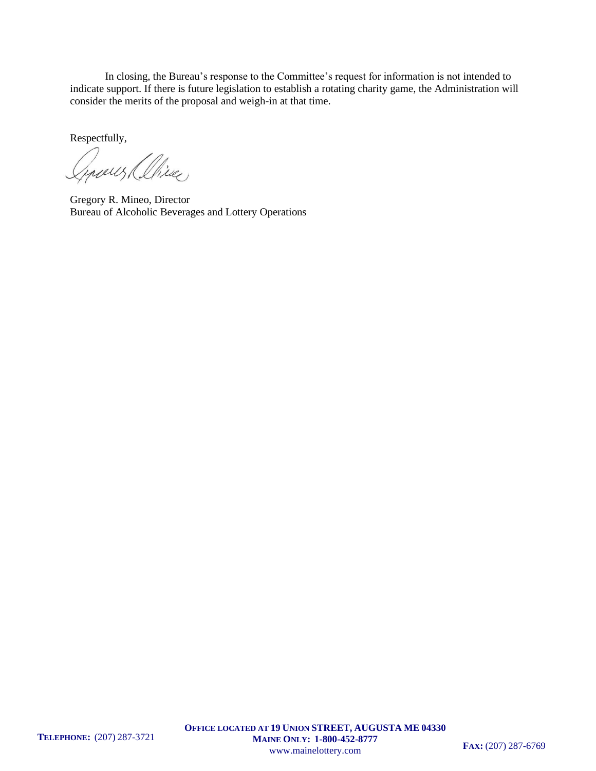In closing, the Bureau's response to the Committee's request for information is not intended to indicate support. If there is future legislation to establish a rotating charity game, the Administration will consider the merits of the proposal and weigh-in at that time.

Respectfully,

Gregory R. Mineo, Director
Bureau of Alcoholic Beverages and Lottery Operations

**TELEPHONE:** (207) 287-3721

**OFFICE LOCATED AT 19 UNION STREET, AUGUSTA ME 04330**
**MAINE ONLY: 1-800-452-8777**
www.mainelottery.com

**FAX:** (207) 287-6769